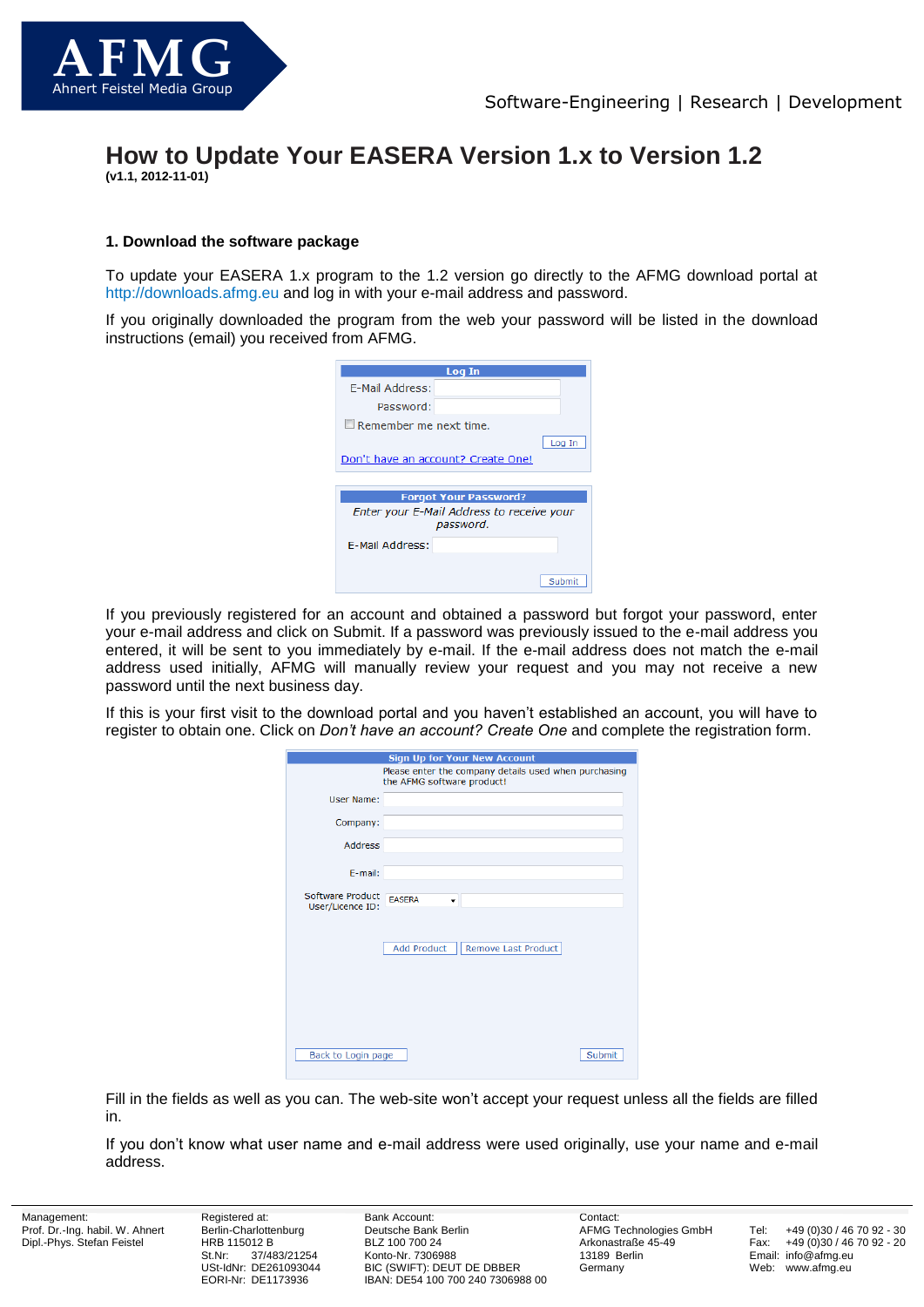# How to Update Your EASERA Version 1.x to Version 1.2

**(v1.1, 2012-11-01)**

### 1. Download the software package

To update your EASERA 1.x program to the 1.2 version go directly to the AFMG download portal at http://downloads.afmg.eu and log in with your e-mail address and password.

If you originally downloaded the program from the web your password will be listed in the download instructions (email) you received from AFMG.

**Log In**

E-Mail Address:
Password:
Remember me next time.
Log In
Don't have an account? Create One!

**Forgot Your Password?**

*Enter your E-Mail Address to receive your password.*

E-Mail Address:
Submit

If you previously registered for an account and obtained a password but forgot your password, enter your e-mail address and click on Submit. If a password was previously issued to the e-mail address you entered, it will be sent to you immediately by e-mail. If the e-mail address does not match the e-mail address used initially, AFMG will manually review your request and you may not receive a new password until the next business day.

If this is your first visit to the download portal and you haven't established an account, you will have to register to obtain one. Click on *Don't have an account? Create One* and complete the registration form.

**Sign Up for Your New Account**

Please enter the company details used when purchasing the AFMG software product!

User Name:
Company:
Address
E-mail:
Software Product User/Licence ID: EASERA
Add Product | Remove Last Product
Back to Login page | Submit

Fill in the fields as well as you can. The web-site won't accept your request unless all the fields are filled in.

If you don't know what user name and e-mail address were used originally, use your name and e-mail address.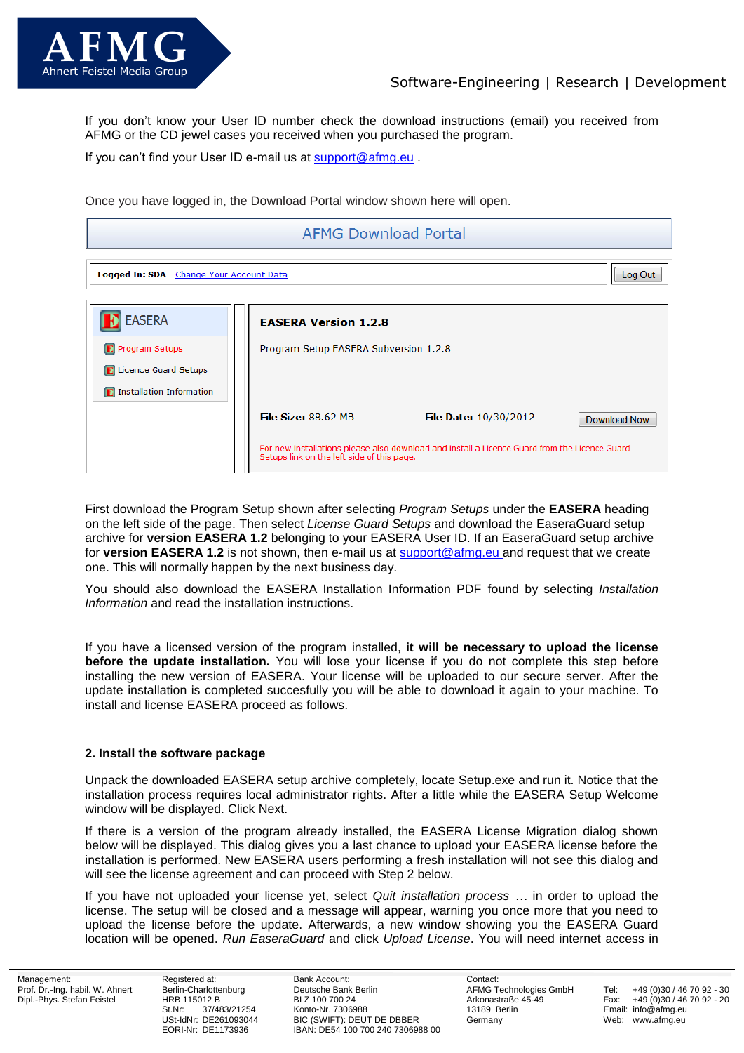If you don't know your User ID number check the download instructions (email) you received from AFMG or the CD jewel cases you received when you purchased the program.

If you can't find your User ID e-mail us at support@afmg.eu .

Once you have logged in, the Download Portal window shown here will open.

AFMG Download Portal

Logged In: SDA   Change Your Account Data   Log Out

EASERA
- Program Setups
- Licence Guard Setups
- Installation Information

**EASERA Version 1.2.8**

Program Setup EASERA Subversion 1.2.8

**File Size:** 88.62 MB   **File Date:** 10/30/2012   Download Now

For new installations please also download and install a Licence Guard from the Licence Guard Setups link on the left side of this page.

First download the Program Setup shown after selecting *Program Setups* under the **EASERA** heading on the left side of the page. Then select *License Guard Setups* and download the EaseraGuard setup archive for **version EASERA 1.2** belonging to your EASERA User ID. If an EaseraGuard setup archive for **version EASERA 1.2** is not shown, then e-mail us at support@afmg.eu and request that we create one. This will normally happen by the next business day.

You should also download the EASERA Installation Information PDF found by selecting *Installation Information* and read the installation instructions.

If you have a licensed version of the program installed, **it will be necessary to upload the license before the update installation.** You will lose your license if you do not complete this step before installing the new version of EASERA. Your license will be uploaded to our secure server. After the update installation is completed succesfully you will be able to download it again to your machine. To install and license EASERA proceed as follows.

**2. Install the software package**

Unpack the downloaded EASERA setup archive completely, locate Setup.exe and run it. Notice that the installation process requires local administrator rights. After a little while the EASERA Setup Welcome window will be displayed. Click Next.

If there is a version of the program already installed, the EASERA License Migration dialog shown below will be displayed. This dialog gives you a last chance to upload your EASERA license before the installation is performed. New EASERA users performing a fresh installation will not see this dialog and will see the license agreement and can proceed with Step 2 below.

If you have not uploaded your license yet, select *Quit installation process …* in order to upload the license. The setup will be closed and a message will appear, warning you once more that you need to upload the license before the update. Afterwards, a new window showing you the EASERA Guard location will be opened. *Run EaseraGuard* and click *Upload License*. You will need internet access in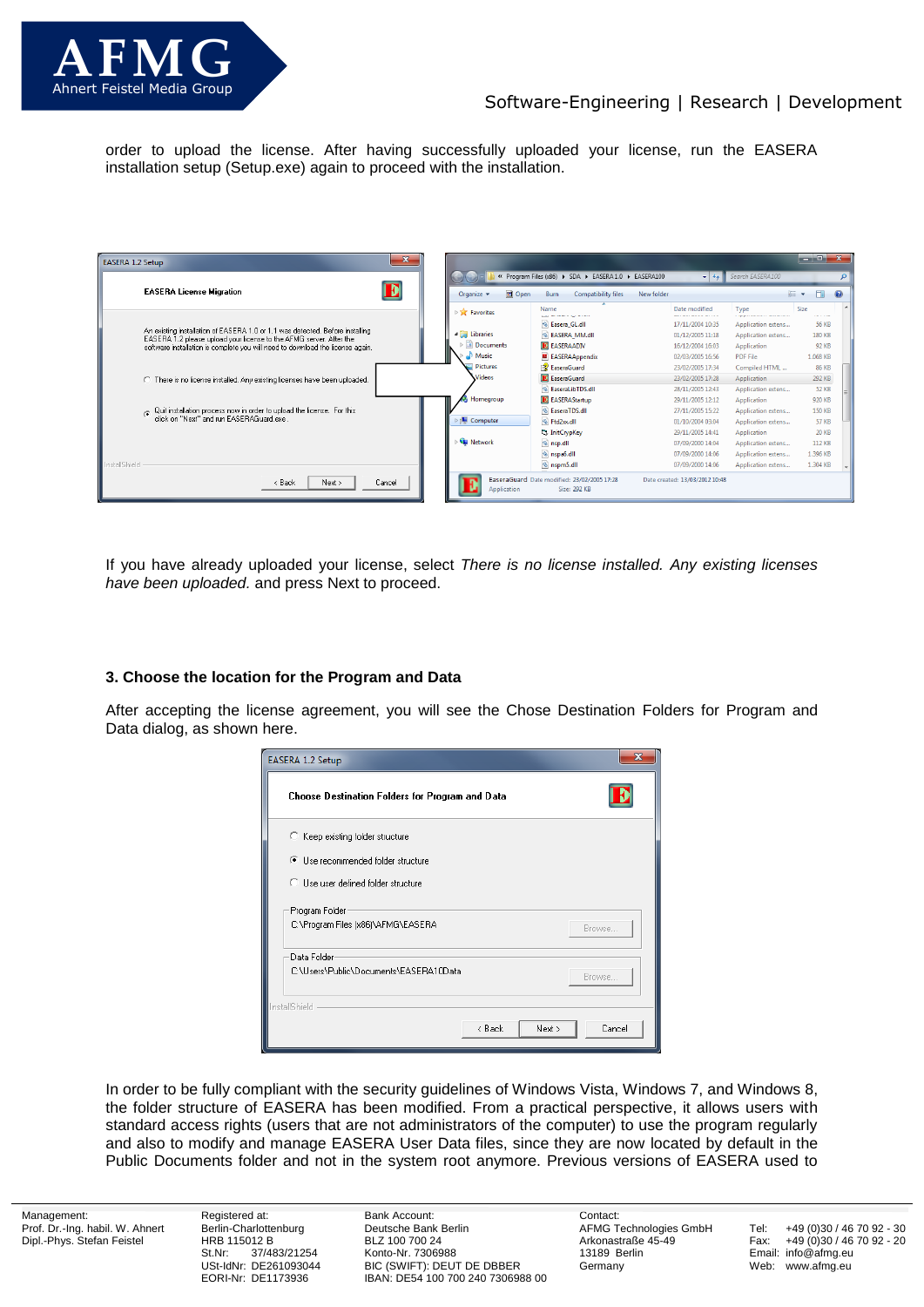order to upload the license. After having successfully uploaded your license, run the EASERA installation setup (Setup.exe) again to proceed with the installation.

If you have already uploaded your license, select *There is no license installed. Any existing licenses have been uploaded.* and press Next to proceed.

### 3. Choose the location for the Program and Data

After accepting the license agreement, you will see the Chose Destination Folders for Program and Data dialog, as shown here.

In order to be fully compliant with the security guidelines of Windows Vista, Windows 7, and Windows 8, the folder structure of EASERA has been modified. From a practical perspective, it allows users with standard access rights (users that are not administrators of the computer) to use the program regularly and also to modify and manage EASERA User Data files, since they are now located by default in the Public Documents folder and not in the system root anymore. Previous versions of EASERA used to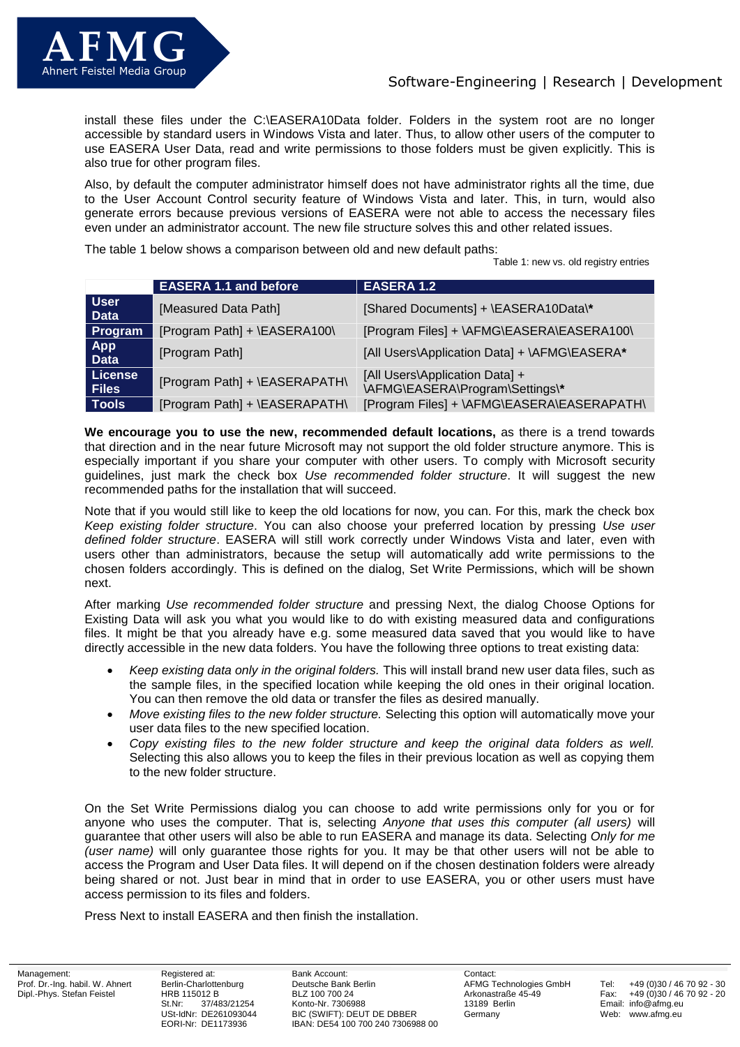install these files under the C:\EASERA10Data folder. Folders in the system root are no longer accessible by standard users in Windows Vista and later. Thus, to allow other users of the computer to use EASERA User Data, read and write permissions to those folders must be given explicitly. This is also true for other program files.

Also, by default the computer administrator himself does not have administrator rights all the time, due to the User Account Control security feature of Windows Vista and later. This, in turn, would also generate errors because previous versions of EASERA were not able to access the necessary files even under an administrator account. The new file structure solves this and other related issues.

The table 1 below shows a comparison between old and new default paths:

Table 1: new vs. old registry entries

| | EASERA 1.1 and before | EASERA 1.2 |
|---|---|---|
| **User Data** | [Measured Data Path] | [Shared Documents] + \EASERA10Data\* |
| **Program** | [Program Path] + \EASERA100\ | [Program Files] + \AFMG\EASERA\EASERA100\ |
| **App Data** | [Program Path] | [All Users\Application Data] + \AFMG\EASERA* |
| **License Files** | [Program Path] + \EASERAPATH\ | [All Users\Application Data] + \AFMG\EASERA\Program\Settings\* |
| **Tools** | [Program Path] + \EASERAPATH\ | [Program Files] + \AFMG\EASERA\EASERAPATH\ |

**We encourage you to use the new, recommended default locations,** as there is a trend towards that direction and in the near future Microsoft may not support the old folder structure anymore. This is especially important if you share your computer with other users. To comply with Microsoft security guidelines, just mark the check box *Use recommended folder structure*. It will suggest the new recommended paths for the installation that will succeed.

Note that if you would still like to keep the old locations for now, you can. For this, mark the check box *Keep existing folder structure*. You can also choose your preferred location by pressing *Use user defined folder structure*. EASERA will still work correctly under Windows Vista and later, even with users other than administrators, because the setup will automatically add write permissions to the chosen folders accordingly. This is defined on the dialog, Set Write Permissions, which will be shown next.

After marking *Use recommended folder structure* and pressing Next, the dialog Choose Options for Existing Data will ask you what you would like to do with existing measured data and configurations files. It might be that you already have e.g. some measured data saved that you would like to have directly accessible in the new data folders. You have the following three options to treat existing data:

- *Keep existing data only in the original folders.* This will install brand new user data files, such as the sample files, in the specified location while keeping the old ones in their original location. You can then remove the old data or transfer the files as desired manually.
- *Move existing files to the new folder structure.* Selecting this option will automatically move your user data files to the new specified location.
- *Copy existing files to the new folder structure and keep the original data folders as well.* Selecting this also allows you to keep the files in their previous location as well as copying them to the new folder structure.

On the Set Write Permissions dialog you can choose to add write permissions only for you or for anyone who uses the computer. That is, selecting *Anyone that uses this computer (all users)* will guarantee that other users will also be able to run EASERA and manage its data. Selecting *Only for me (user name)* will only guarantee those rights for you. It may be that other users will not be able to access the Program and User Data files. It will depend on if the chosen destination folders were already being shared or not. Just bear in mind that in order to use EASERA, you or other users must have access permission to its files and folders.

Press Next to install EASERA and then finish the installation.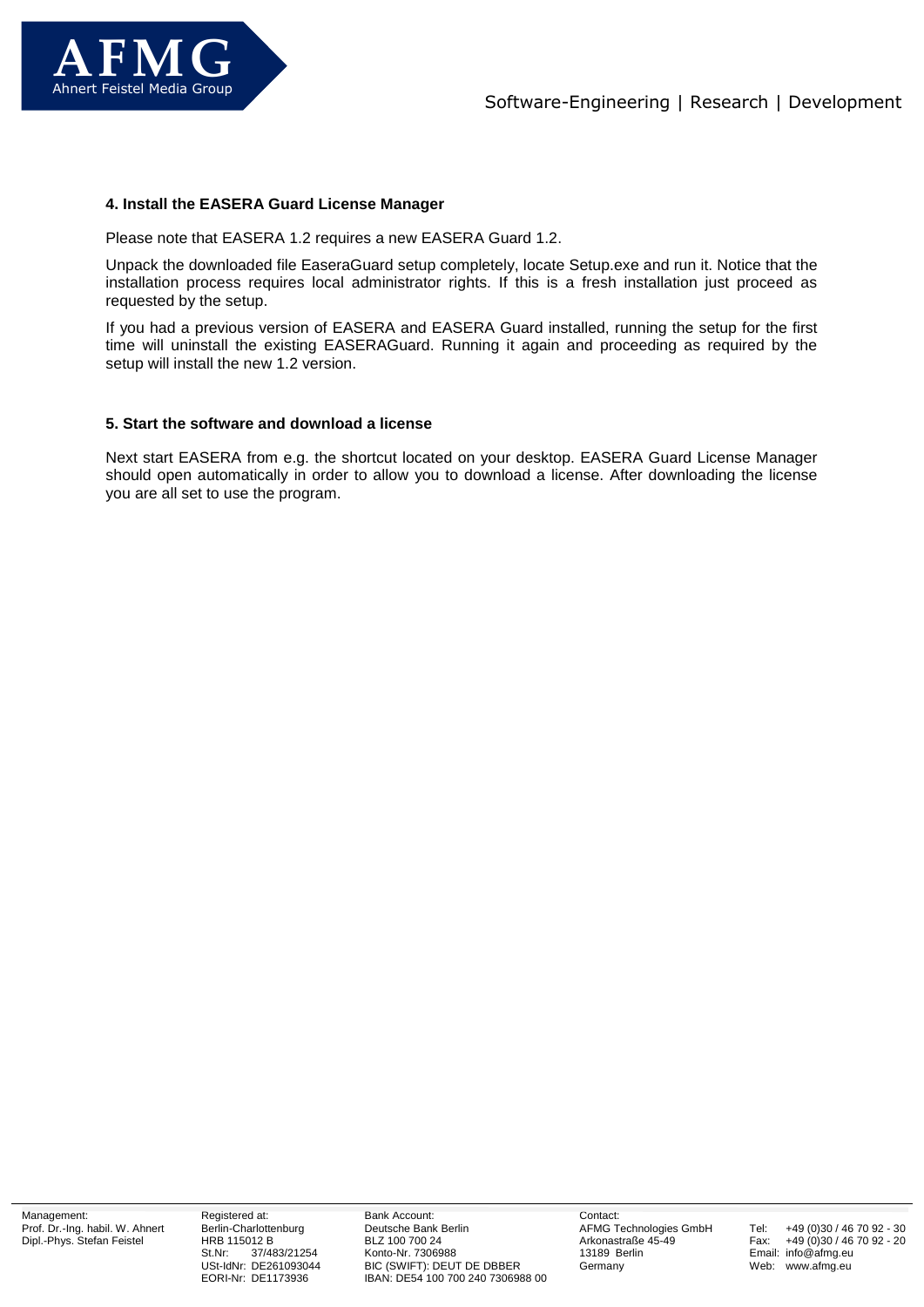#### 4. Install the EASERA Guard License Manager

Please note that EASERA 1.2 requires a new EASERA Guard 1.2.

Unpack the downloaded file EaseraGuard setup completely, locate Setup.exe and run it. Notice that the installation process requires local administrator rights. If this is a fresh installation just proceed as requested by the setup.

If you had a previous version of EASERA and EASERA Guard installed, running the setup for the first time will uninstall the existing EASERAGuard. Running it again and proceeding as required by the setup will install the new 1.2 version.

#### 5. Start the software and download a license

Next start EASERA from e.g. the shortcut located on your desktop. EASERA Guard License Manager should open automatically in order to allow you to download a license. After downloading the license you are all set to use the program.